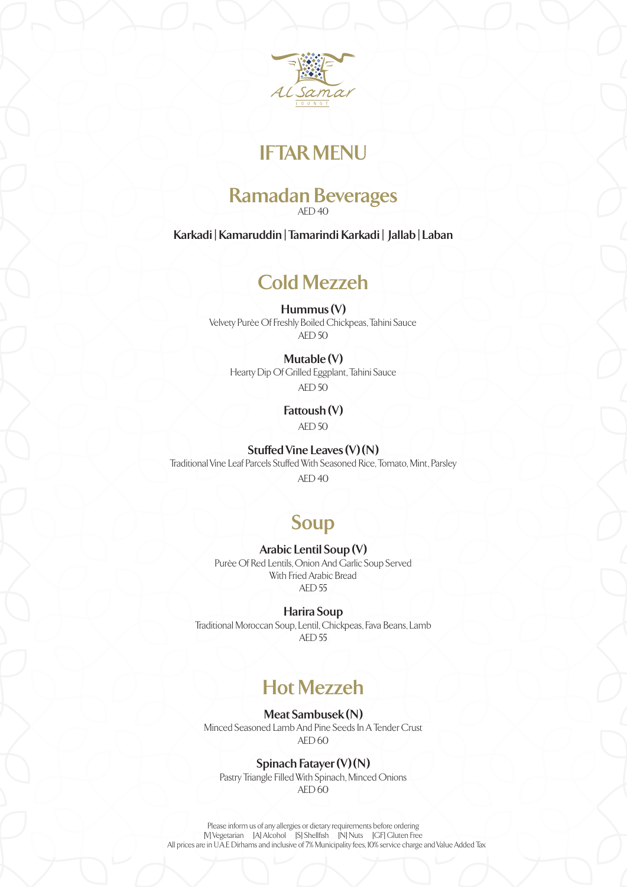Al Samar LOUNGE

# IFTAR MENU

## Ramadan Beverages

AED 40

**Karkadi | Kamaruddin | Tamarindi Karkadi | Jallab | Laban**

## Cold Mezzeh

**Hummus (V)**
Velvety Purèe Of Freshly Boiled Chickpeas, Tahini Sauce
AED 50

**Mutable (V)**
Hearty Dip Of Grilled Eggplant, Tahini Sauce
AED 50

**Fattoush (V)**
AED 50

**Stuffed Vine Leaves (V) (N)**
Traditional Vine Leaf Parcels Stuffed With Seasoned Rice, Tomato, Mint, Parsley
AED 40

## Soup

**Arabic Lentil Soup (V)**
Purèe Of Red Lentils, Onion And Garlic Soup Served With Fried Arabic Bread
AED 55

**Harira Soup**
Traditional Moroccan Soup, Lentil, Chickpeas, Fava Beans, Lamb
AED 55

## Hot Mezzeh

**Meat Sambusek (N)**
Minced Seasoned Lamb And Pine Seeds In A Tender Crust
AED 60

**Spinach Fatayer (V) (N)**
Pastry Triangle Filled With Spinach, Minced Onions
AED 60

Please inform us of any allergies or dietary requirements before ordering
[V] Vegetarian [A] Alcohol [S] Shellfish [N] Nuts [GF] Gluten Free
All prices are in U.A.E Dirhams and inclusive of 7% Municipality fees, 10% service charge and Value Added Tax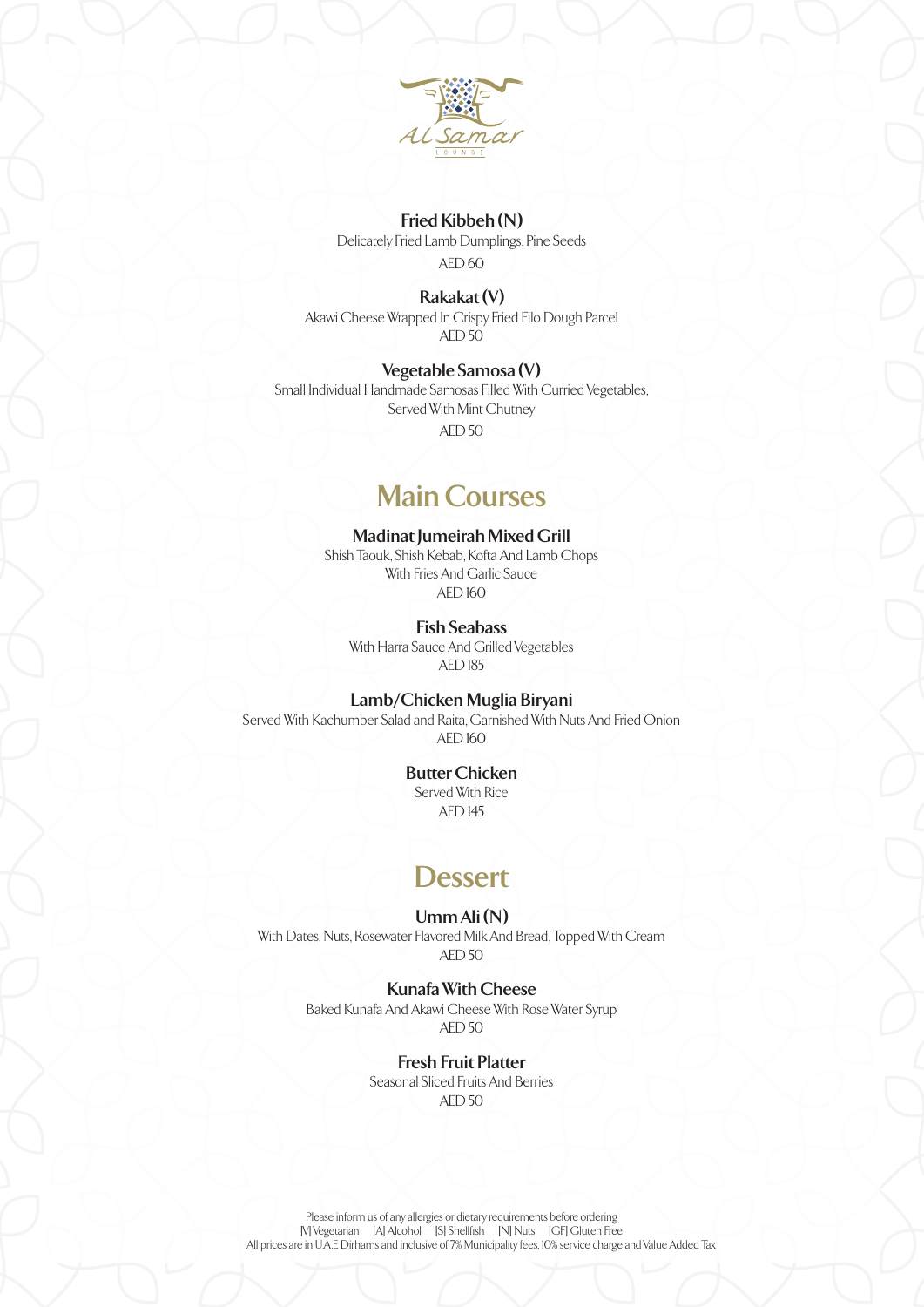Al Samar Lounge

### Fried Kibbeh (N)

Delicately Fried Lamb Dumplings, Pine Seeds

AED 60

### Rakakat (V)

Akawi Cheese Wrapped In Crispy Fried Filo Dough Parcel

AED 50

### Vegetable Samosa (V)

Small Individual Handmade Samosas Filled With Curried Vegetables, Served With Mint Chutney

AED 50

## Main Courses

### Madinat Jumeirah Mixed Grill

Shish Taouk, Shish Kebab, Kofta And Lamb Chops With Fries And Garlic Sauce

AED 160

### Fish Seabass

With Harra Sauce And Grilled Vegetables

AED 185

### Lamb/Chicken Muglia Biryani

Served With Kachumber Salad and Raita, Garnished With Nuts And Fried Onion

AED 160

### Butter Chicken

Served With Rice

AED 145

## Dessert

### Umm Ali (N)

With Dates, Nuts, Rosewater Flavored Milk And Bread, Topped With Cream

AED 50

### Kunafa With Cheese

Baked Kunafa And Akawi Cheese With Rose Water Syrup

AED 50

### Fresh Fruit Platter

Seasonal Sliced Fruits And Berries

AED 50

Please inform us of any allergies or dietary requirements before ordering

[V] Vegetarian [A] Alcohol [S] Shellfish [N] Nuts [GF] Gluten Free

All prices are in U.A.E Dirhams and inclusive of 7% Municipality fees, 10% service charge and Value Added Tax